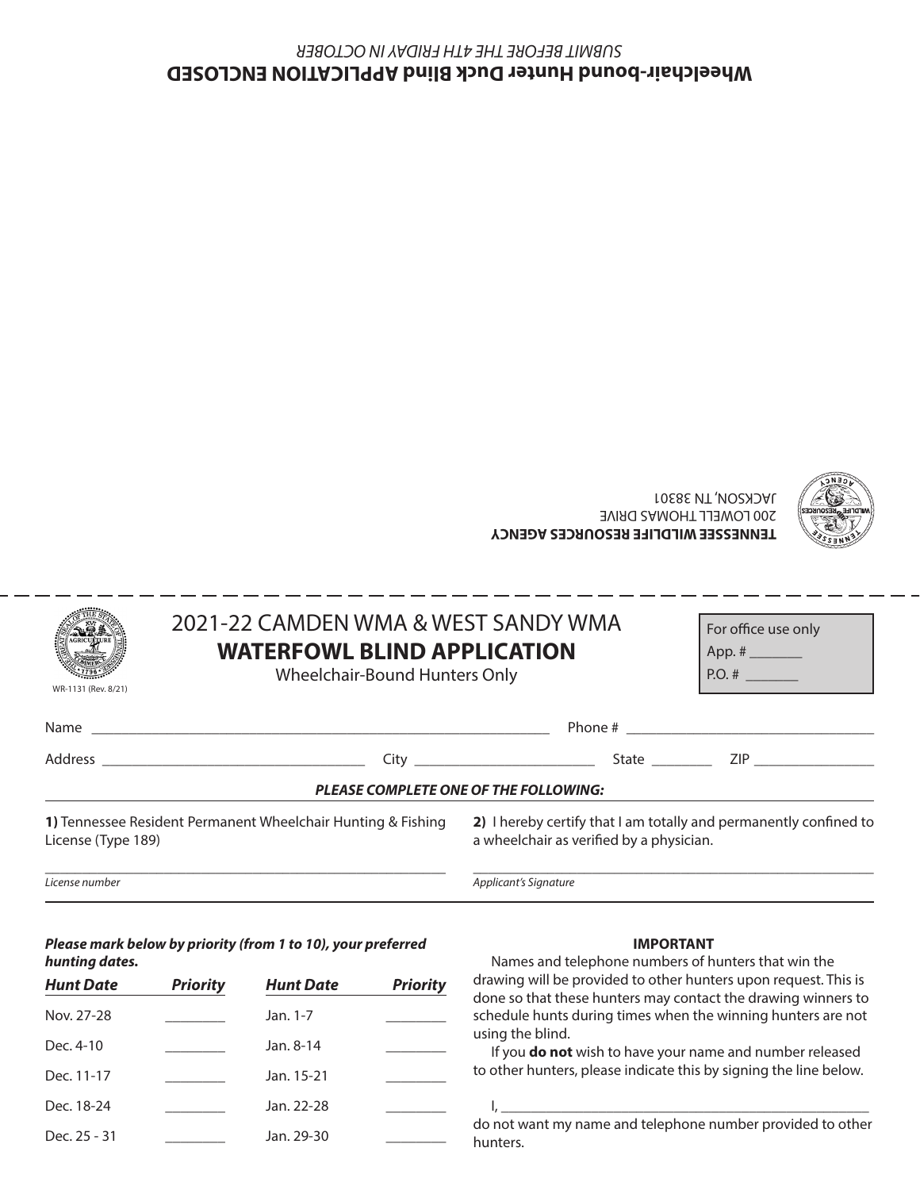**Wheelchair-bound Hunter Duck Blind APPLICATION ENCLOSED**

*SUBMIT BEFORE THE 4TH FRIDAY IN OCTOBER*

**TENNESSEE WILDLIFE RESOURCES AGENCY**
200 LOWELL THOMAS DRIVE
JACKSON, TN 38301

---

WR-1131 (Rev. 8/21)

# 2021-22 CAMDEN WMA & WEST SANDY WMA

## WATERFOWL BLIND APPLICATION

Wheelchair-Bound Hunters Only

For office use only
App. # _______
P.O. # _______

Name ____________________ Phone # ____________________

Address ____________________ City ____________________ State ________ ZIP ________________

***PLEASE COMPLETE ONE OF THE FOLLOWING:***

**1)** Tennessee Resident Permanent Wheelchair Hunting & Fishing License (Type 189)

_______________________________________
*License number*

**2)** I hereby certify that I am totally and permanently confined to a wheelchair as verified by a physician.

_______________________________________
*Applicant's Signature*

***Please mark below by priority (from 1 to 10), your preferred hunting dates.***

| *Hunt Date* | *Priority* | *Hunt Date* | *Priority* |
|---|---|---|---|
| Nov. 27-28 | ________ | Jan. 1-7 | ________ |
| Dec. 4-10 | ________ | Jan. 8-14 | ________ |
| Dec. 11-17 | ________ | Jan. 15-21 | ________ |
| Dec. 18-24 | ________ | Jan. 22-28 | ________ |
| Dec. 25 - 31 | ________ | Jan. 29-30 | ________ |

**IMPORTANT**

Names and telephone numbers of hunters that win the drawing will be provided to other hunters upon request. This is done so that these hunters may contact the drawing winners to schedule hunts during times when the winning hunters are not using the blind.

If you **do not** wish to have your name and number released to other hunters, please indicate this by signing the line below.

I, _______________________________________ do not want my name and telephone number provided to other hunters.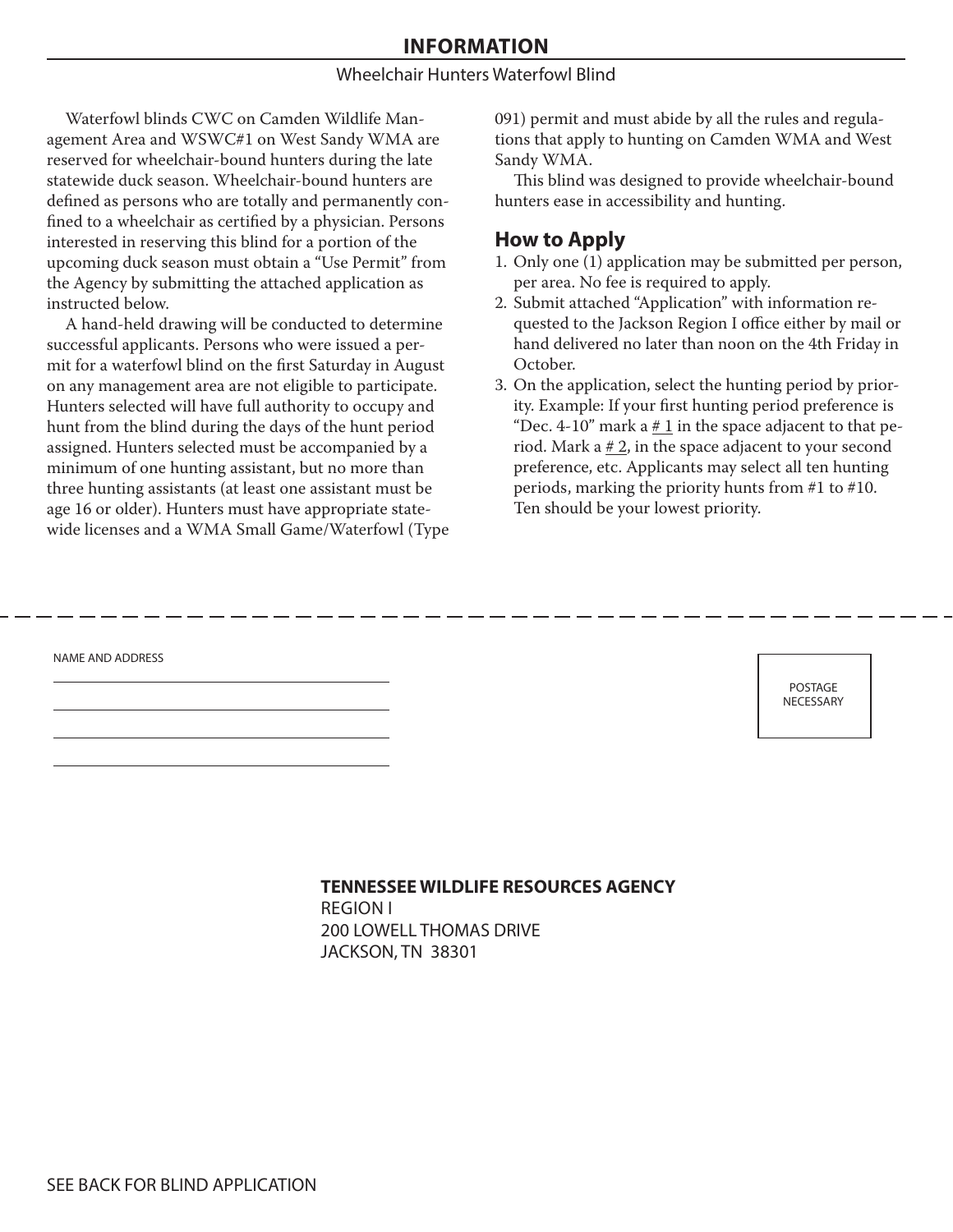# INFORMATION

Wheelchair Hunters Waterfowl Blind

Waterfowl blinds CWC on Camden Wildlife Management Area and WSWC#1 on West Sandy WMA are reserved for wheelchair-bound hunters during the late statewide duck season. Wheelchair-bound hunters are defined as persons who are totally and permanently confined to a wheelchair as certified by a physician. Persons interested in reserving this blind for a portion of the upcoming duck season must obtain a "Use Permit" from the Agency by submitting the attached application as instructed below.

A hand-held drawing will be conducted to determine successful applicants. Persons who were issued a permit for a waterfowl blind on the first Saturday in August on any management area are not eligible to participate. Hunters selected will have full authority to occupy and hunt from the blind during the days of the hunt period assigned. Hunters selected must be accompanied by a minimum of one hunting assistant, but no more than three hunting assistants (at least one assistant must be age 16 or older). Hunters must have appropriate statewide licenses and a WMA Small Game/Waterfowl (Type 091) permit and must abide by all the rules and regulations that apply to hunting on Camden WMA and West Sandy WMA.

This blind was designed to provide wheelchair-bound hunters ease in accessibility and hunting.

## How to Apply

1. Only one (1) application may be submitted per person, per area. No fee is required to apply.
2. Submit attached "Application" with information requested to the Jackson Region I office either by mail or hand delivered no later than noon on the 4th Friday in October.
3. On the application, select the hunting period by priority. Example: If your first hunting period preference is "Dec. 4-10" mark a # 1 in the space adjacent to that period. Mark a # 2, in the space adjacent to your second preference, etc. Applicants may select all ten hunting periods, marking the priority hunts from #1 to #10. Ten should be your lowest priority.

---

NAME AND ADDRESS

\_\_\_\_\_\_\_\_\_\_\_\_\_\_\_\_\_\_\_\_\_\_\_\_\_\_\_\_\_\_

\_\_\_\_\_\_\_\_\_\_\_\_\_\_\_\_\_\_\_\_\_\_\_\_\_\_\_\_\_\_

\_\_\_\_\_\_\_\_\_\_\_\_\_\_\_\_\_\_\_\_\_\_\_\_\_\_\_\_\_\_

\_\_\_\_\_\_\_\_\_\_\_\_\_\_\_\_\_\_\_\_\_\_\_\_\_\_\_\_\_\_

POSTAGE NECESSARY

**TENNESSEE WILDLIFE RESOURCES AGENCY**
REGION I
200 LOWELL THOMAS DRIVE
JACKSON, TN 38301

SEE BACK FOR BLIND APPLICATION